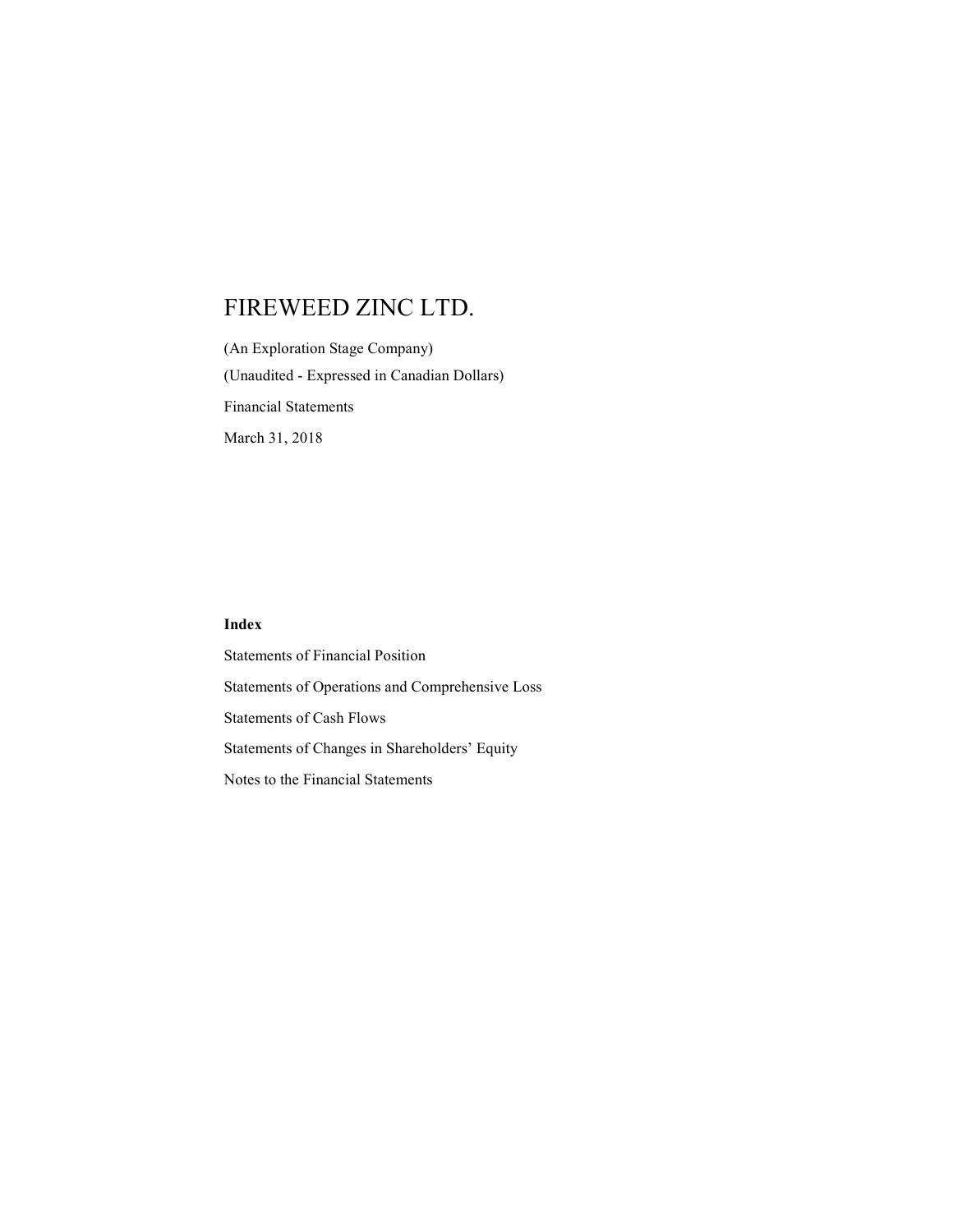# FIREWEED ZINC LTD.

(An Exploration Stage Company)

(Unaudited - Expressed in Canadian Dollars)

Financial Statements

March 31, 2018

**Index**

Statements of Financial Position

Statements of Operations and Comprehensive Loss

Statements of Cash Flows

Statements of Changes in Shareholders' Equity

Notes to the Financial Statements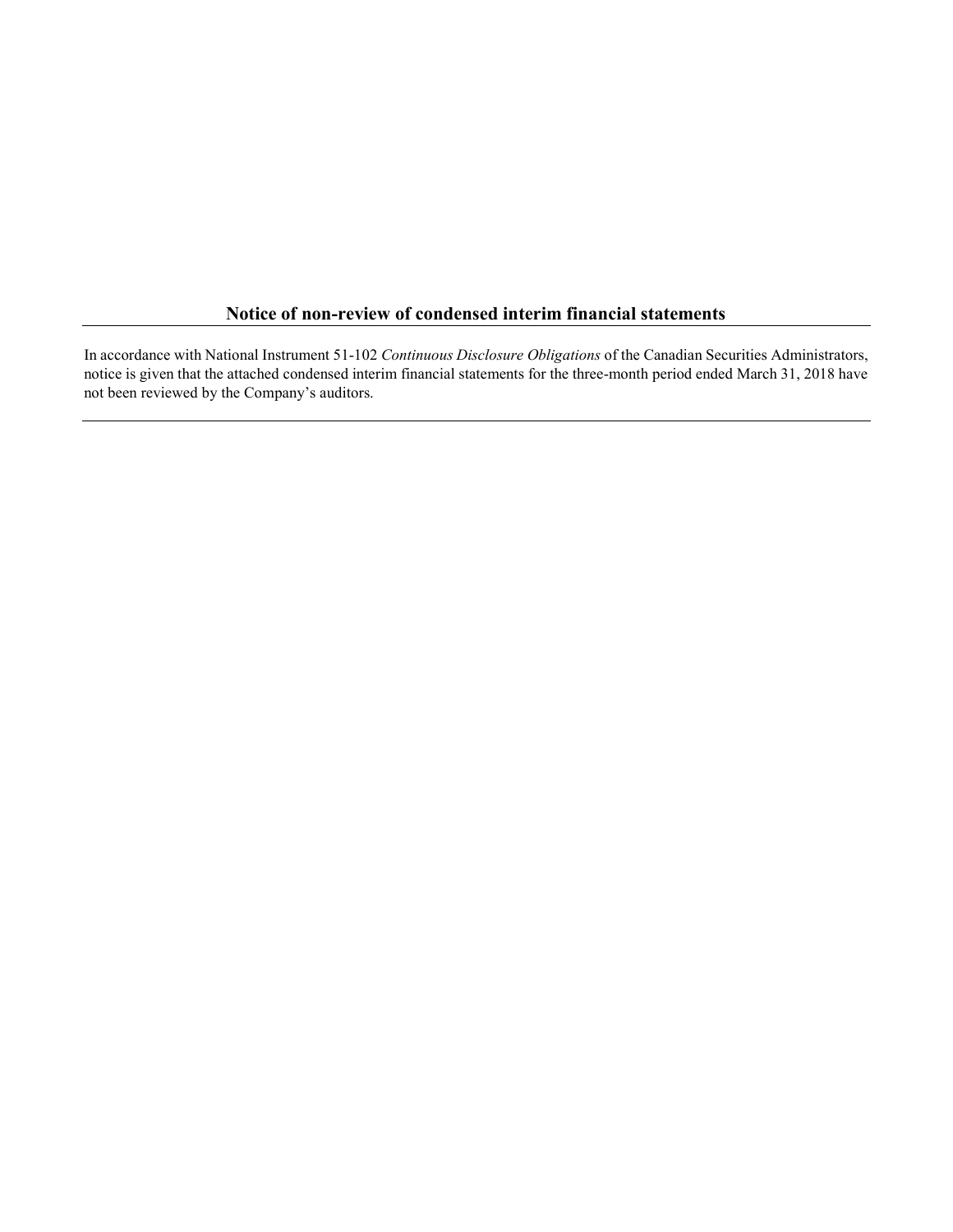## Notice of non-review of condensed interim financial statements

In accordance with National Instrument 51-102 *Continuous Disclosure Obligations* of the Canadian Securities Administrators, notice is given that the attached condensed interim financial statements for the three-month period ended March 31, 2018 have not been reviewed by the Company's auditors.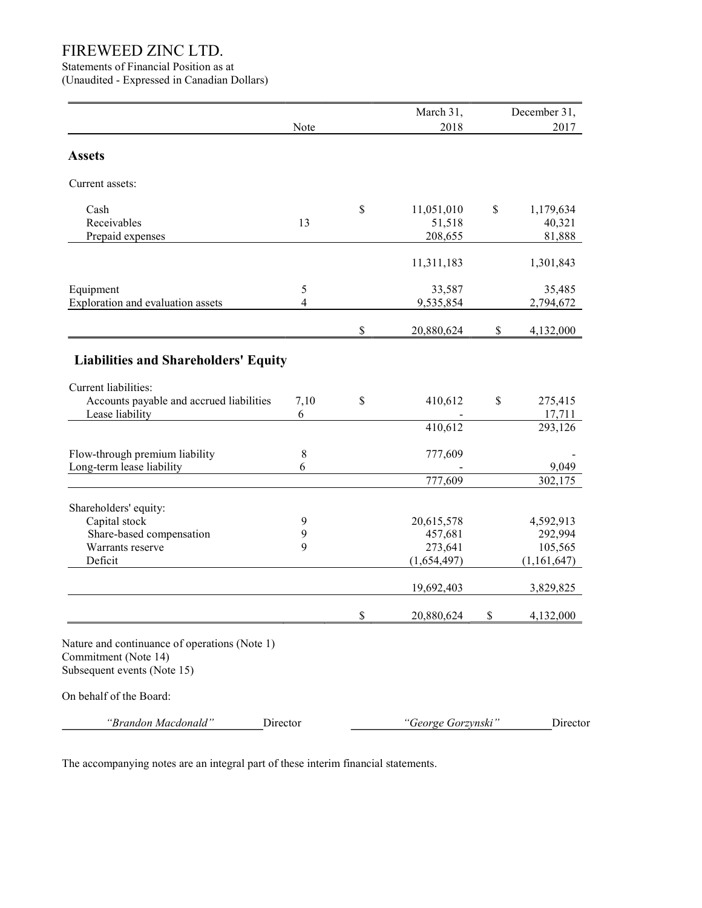# FIREWEED ZINC LTD.

Statements of Financial Position as at
(Unaudited - Expressed in Canadian Dollars)

| | Note | March 31, 2018 | December 31, 2017 |
|---|---|---|---|
| **Assets** | | | |
| Current assets: | | | |
| Cash | | $ 11,051,010 | $ 1,179,634 |
| Receivables | 13 | 51,518 | 40,321 |
| Prepaid expenses | | 208,655 | 81,888 |
| | | 11,311,183 | 1,301,843 |
| Equipment | 5 | 33,587 | 35,485 |
| Exploration and evaluation assets | 4 | 9,535,854 | 2,794,672 |
| | | $ 20,880,624 | $ 4,132,000 |
| **Liabilities and Shareholders' Equity** | | | |
| Current liabilities: | | | |
| Accounts payable and accrued liabilities | 7,10 | $ 410,612 | $ 275,415 |
| Lease liability | 6 | - | 17,711 |
| | | 410,612 | 293,126 |
| Flow-through premium liability | 8 | 777,609 | - |
| Long-term lease liability | 6 | - | 9,049 |
| | | 777,609 | 302,175 |
| Shareholders' equity: | | | |
| Capital stock | 9 | 20,615,578 | 4,592,913 |
| Share-based compensation | 9 | 457,681 | 292,994 |
| Warrants reserve | 9 | 273,641 | 105,565 |
| Deficit | | (1,654,497) | (1,161,647) |
| | | 19,692,403 | 3,829,825 |
| | | $ 20,880,624 | $ 4,132,000 |

Nature and continuance of operations (Note 1)
Commitment (Note 14)
Subsequent events (Note 15)

On behalf of the Board:

*"Brandon Macdonald"* Director *"George Gorzynski"* Director

The accompanying notes are an integral part of these interim financial statements.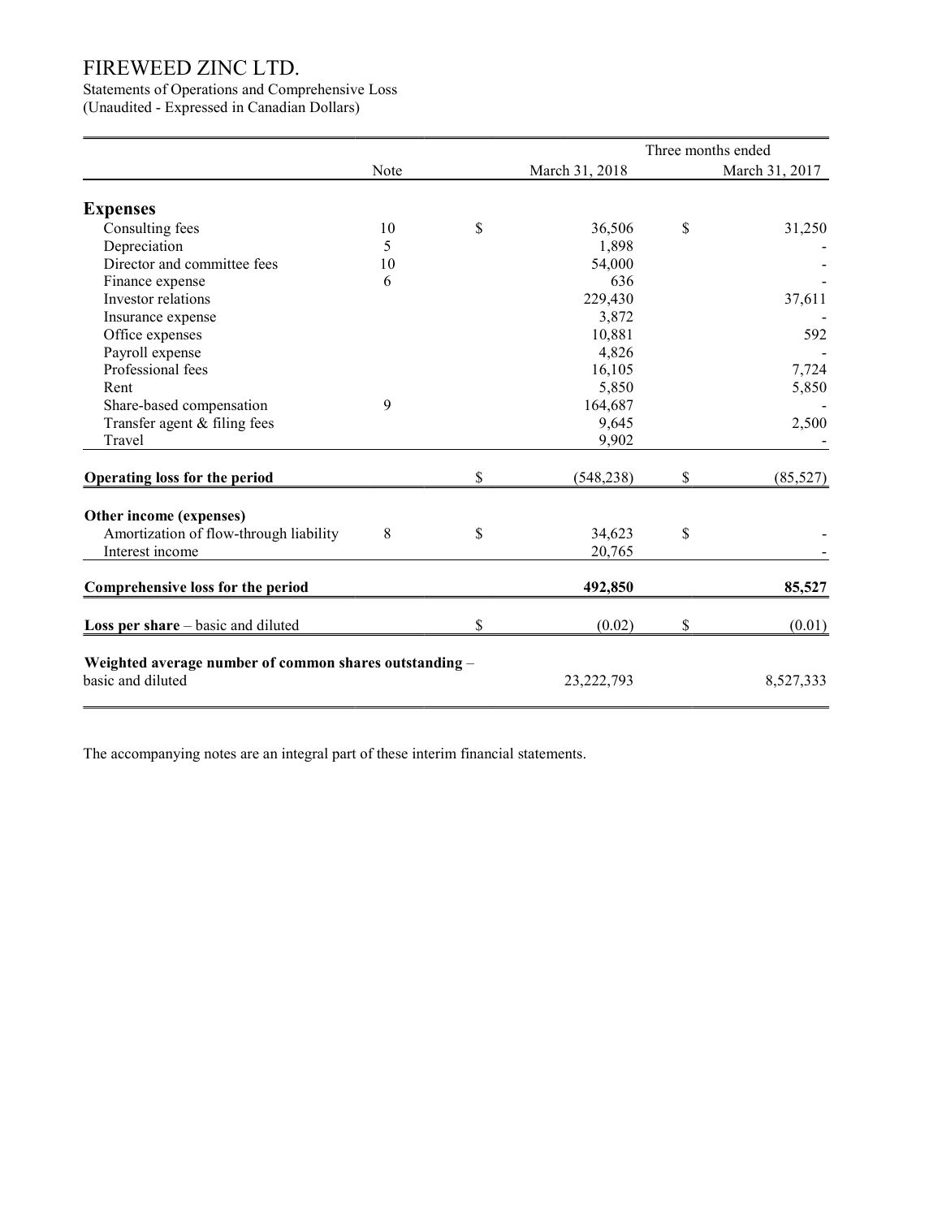# FIREWEED ZINC LTD.

Statements of Operations and Comprehensive Loss
(Unaudited - Expressed in Canadian Dollars)

| | Note | Three months ended March 31, 2018 | March 31, 2017 |
|---|---|---|---|
| **Expenses** | | | |
| Consulting fees | 10 | $ 36,506 | $ 31,250 |
| Depreciation | 5 | 1,898 | - |
| Director and committee fees | 10 | 54,000 | - |
| Finance expense | 6 | 636 | - |
| Investor relations | | 229,430 | 37,611 |
| Insurance expense | | 3,872 | - |
| Office expenses | | 10,881 | 592 |
| Payroll expense | | 4,826 | - |
| Professional fees | | 16,105 | 7,724 |
| Rent | | 5,850 | 5,850 |
| Share-based compensation | 9 | 164,687 | - |
| Transfer agent & filing fees | | 9,645 | 2,500 |
| Travel | | 9,902 | - |
| **Operating loss for the period** | | $ (548,238) | $ (85,527) |
| **Other income (expenses)** | | | |
| Amortization of flow-through liability | 8 | $ 34,623 | $ - |
| Interest income | | 20,765 | - |
| **Comprehensive loss for the period** | | **492,850** | **85,527** |
| **Loss per share** – basic and diluted | | $ (0.02) | $ (0.01) |
| **Weighted average number of common shares outstanding** – basic and diluted | | 23,222,793 | 8,527,333 |

The accompanying notes are an integral part of these interim financial statements.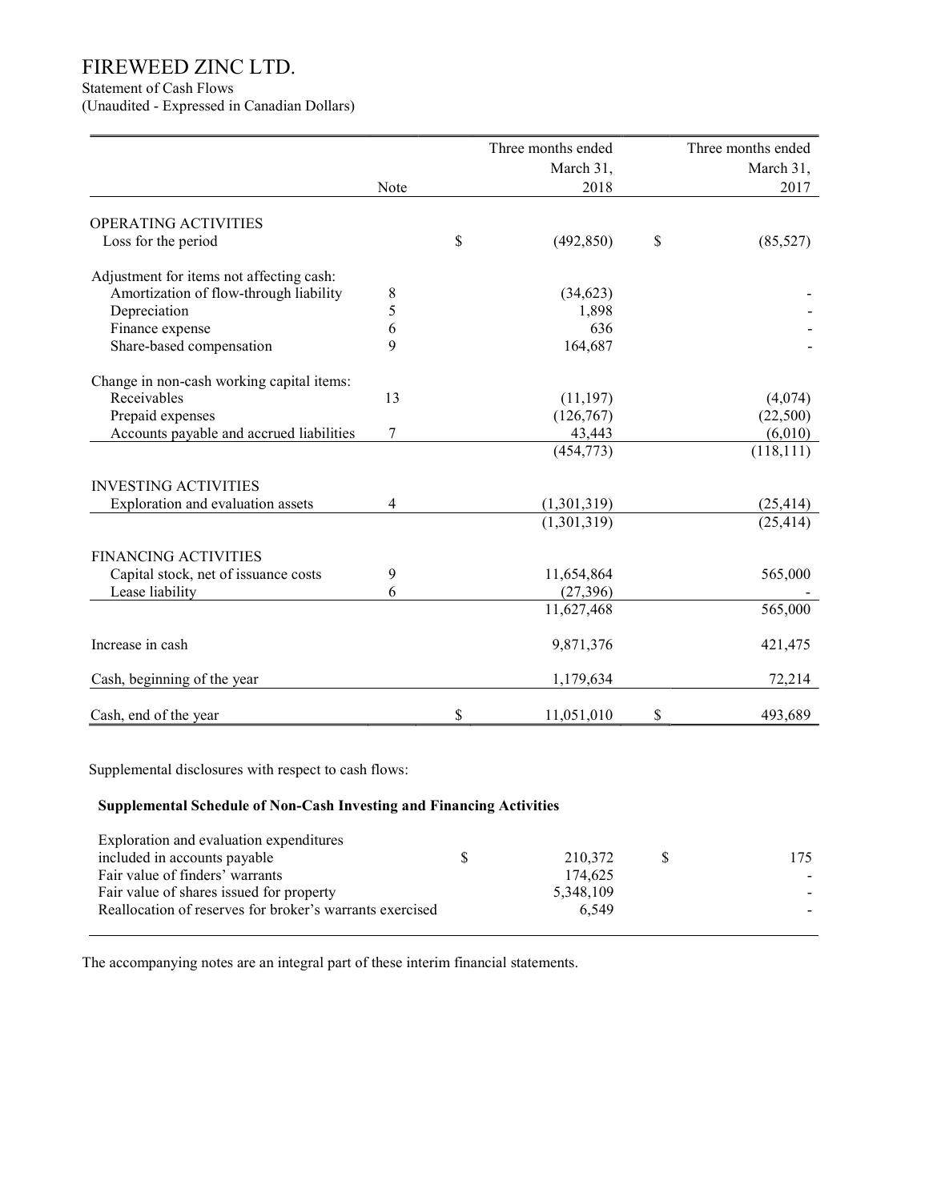# FIREWEED ZINC LTD.

Statement of Cash Flows
(Unaudited - Expressed in Canadian Dollars)

| | Note | Three months ended March 31, 2018 | Three months ended March 31, 2017 |
|---|---|---|---|
| **OPERATING ACTIVITIES** | | | |
| Loss for the period | | $ (492,850) | $ (85,527) |
| Adjustment for items not affecting cash: | | | |
| Amortization of flow-through liability | 8 | (34,623) | - |
| Depreciation | 5 | 1,898 | - |
| Finance expense | 6 | 636 | - |
| Share-based compensation | 9 | 164,687 | - |
| Change in non-cash working capital items: | | | |
| Receivables | 13 | (11,197) | (4,074) |
| Prepaid expenses | | (126,767) | (22,500) |
| Accounts payable and accrued liabilities | 7 | 43,443 | (6,010) |
| | | (454,773) | (118,111) |
| **INVESTING ACTIVITIES** | | | |
| Exploration and evaluation assets | 4 | (1,301,319) | (25,414) |
| | | (1,301,319) | (25,414) |
| **FINANCING ACTIVITIES** | | | |
| Capital stock, net of issuance costs | 9 | 11,654,864 | 565,000 |
| Lease liability | 6 | (27,396) | - |
| | | 11,627,468 | 565,000 |
| Increase in cash | | 9,871,376 | 421,475 |
| Cash, beginning of the year | | 1,179,634 | 72,214 |
| Cash, end of the year | | $ 11,051,010 | $ 493,689 |

Supplemental disclosures with respect to cash flows:

**Supplemental Schedule of Non-Cash Investing and Financing Activities**

| | 2018 | 2017 |
|---|---|---|
| Exploration and evaluation expenditures included in accounts payable | $ 210,372 | $ 175 |
| Fair value of finders' warrants | 174,625 | - |
| Fair value of shares issued for property | 5,348,109 | - |
| Reallocation of reserves for broker's warrants exercised | 6,549 | - |

The accompanying notes are an integral part of these interim financial statements.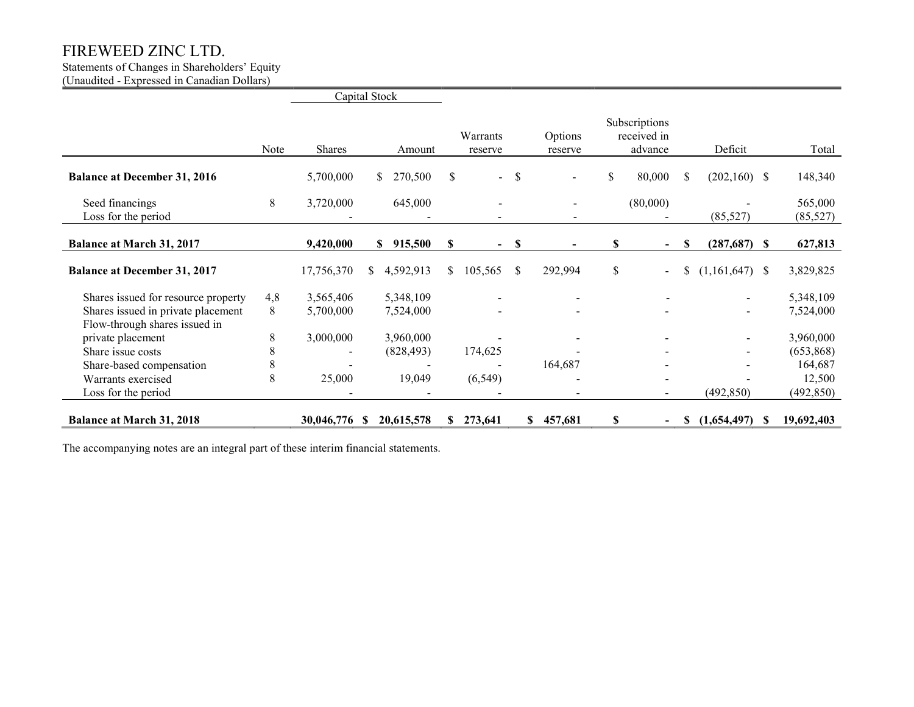# FIREWEED ZINC LTD.

Statements of Changes in Shareholders' Equity
(Unaudited - Expressed in Canadian Dollars)

| | Note | Capital Stock Shares | Capital Stock Amount | Warrants reserve | Options reserve | Subscriptions received in advance | Deficit | Total |
|---|---|---|---|---|---|---|---|---|
| **Balance at December 31, 2016** | | 5,700,000 | $ 270,500 | $ - | $ - | $ 80,000 | $ (202,160) | $ 148,340 |
| Seed financings | 8 | 3,720,000 | 645,000 | - | - | (80,000) | - | 565,000 |
| Loss for the period | | - | - | - | - | - | (85,527) | (85,527) |
| **Balance at March 31, 2017** | | **9,420,000** | **$ 915,500** | **$ -** | **$ -** | **$ -** | **$ (287,687)** | **$ 627,813** |
| **Balance at December 31, 2017** | | 17,756,370 | $ 4,592,913 | $ 105,565 | $ 292,994 | $ - | $ (1,161,647) | $ 3,829,825 |
| Shares issued for resource property | 4,8 | 3,565,406 | 5,348,109 | - | - | - | - | 5,348,109 |
| Shares issued in private placement | 8 | 5,700,000 | 7,524,000 | - | - | - | - | 7,524,000 |
| Flow-through shares issued in private placement | 8 | 3,000,000 | 3,960,000 | - | - | - | - | 3,960,000 |
| Share issue costs | 8 | - | (828,493) | 174,625 | - | - | - | (653,868) |
| Share-based compensation | 8 | - | - | - | 164,687 | - | - | 164,687 |
| Warrants exercised | 8 | 25,000 | 19,049 | (6,549) | - | - | - | 12,500 |
| Loss for the period | | - | - | - | - | - | (492,850) | (492,850) |
| **Balance at March 31, 2018** | | **30,046,776** | **$ 20,615,578** | **$ 273,641** | **$ 457,681** | **$ -** | **$ (1,654,497)** | **$ 19,692,403** |

The accompanying notes are an integral part of these interim financial statements.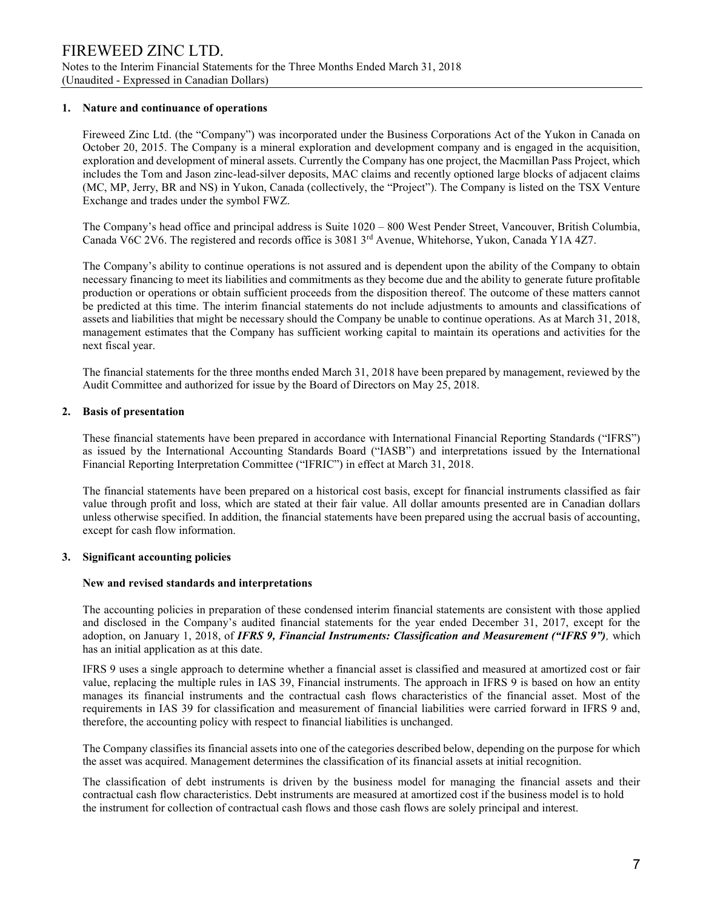## 1. Nature and continuance of operations

Fireweed Zinc Ltd. (the "Company") was incorporated under the Business Corporations Act of the Yukon in Canada on October 20, 2015. The Company is a mineral exploration and development company and is engaged in the acquisition, exploration and development of mineral assets. Currently the Company has one project, the Macmillan Pass Project, which includes the Tom and Jason zinc-lead-silver deposits, MAC claims and recently optioned large blocks of adjacent claims (MC, MP, Jerry, BR and NS) in Yukon, Canada (collectively, the "Project"). The Company is listed on the TSX Venture Exchange and trades under the symbol FWZ.

The Company's head office and principal address is Suite 1020 – 800 West Pender Street, Vancouver, British Columbia, Canada V6C 2V6. The registered and records office is 3081 3rd Avenue, Whitehorse, Yukon, Canada Y1A 4Z7.

The Company's ability to continue operations is not assured and is dependent upon the ability of the Company to obtain necessary financing to meet its liabilities and commitments as they become due and the ability to generate future profitable production or operations or obtain sufficient proceeds from the disposition thereof. The outcome of these matters cannot be predicted at this time. The interim financial statements do not include adjustments to amounts and classifications of assets and liabilities that might be necessary should the Company be unable to continue operations. As at March 31, 2018, management estimates that the Company has sufficient working capital to maintain its operations and activities for the next fiscal year.

The financial statements for the three months ended March 31, 2018 have been prepared by management, reviewed by the Audit Committee and authorized for issue by the Board of Directors on May 25, 2018.

## 2. Basis of presentation

These financial statements have been prepared in accordance with International Financial Reporting Standards ("IFRS") as issued by the International Accounting Standards Board ("IASB") and interpretations issued by the International Financial Reporting Interpretation Committee ("IFRIC") in effect at March 31, 2018.

The financial statements have been prepared on a historical cost basis, except for financial instruments classified as fair value through profit and loss, which are stated at their fair value. All dollar amounts presented are in Canadian dollars unless otherwise specified. In addition, the financial statements have been prepared using the accrual basis of accounting, except for cash flow information.

## 3. Significant accounting policies

### New and revised standards and interpretations

The accounting policies in preparation of these condensed interim financial statements are consistent with those applied and disclosed in the Company's audited financial statements for the year ended December 31, 2017, except for the adoption, on January 1, 2018, of ***IFRS 9, Financial Instruments: Classification and Measurement ("IFRS 9"),*** which has an initial application as at this date.

IFRS 9 uses a single approach to determine whether a financial asset is classified and measured at amortized cost or fair value, replacing the multiple rules in IAS 39, Financial instruments. The approach in IFRS 9 is based on how an entity manages its financial instruments and the contractual cash flows characteristics of the financial asset. Most of the requirements in IAS 39 for classification and measurement of financial liabilities were carried forward in IFRS 9 and, therefore, the accounting policy with respect to financial liabilities is unchanged.

The Company classifies its financial assets into one of the categories described below, depending on the purpose for which the asset was acquired. Management determines the classification of its financial assets at initial recognition.

The classification of debt instruments is driven by the business model for managing the financial assets and their contractual cash flow characteristics. Debt instruments are measured at amortized cost if the business model is to hold the instrument for collection of contractual cash flows and those cash flows are solely principal and interest.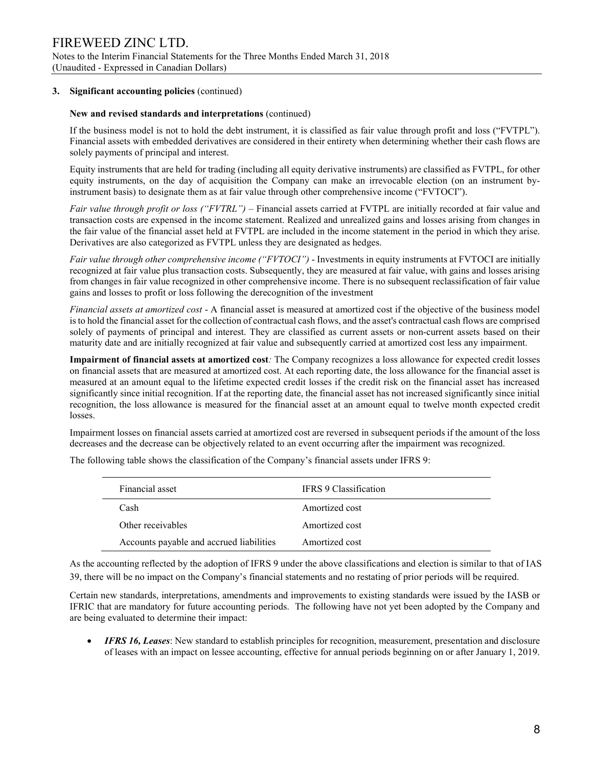### 3. Significant accounting policies (continued)

**New and revised standards and interpretations** (continued)

If the business model is not to hold the debt instrument, it is classified as fair value through profit and loss ("FVTPL"). Financial assets with embedded derivatives are considered in their entirety when determining whether their cash flows are solely payments of principal and interest.

Equity instruments that are held for trading (including all equity derivative instruments) are classified as FVTPL, for other equity instruments, on the day of acquisition the Company can make an irrevocable election (on an instrument by-instrument basis) to designate them as at fair value through other comprehensive income ("FVTOCI").

*Fair value through profit or loss ("FVTRL")* – Financial assets carried at FVTPL are initially recorded at fair value and transaction costs are expensed in the income statement. Realized and unrealized gains and losses arising from changes in the fair value of the financial asset held at FVTPL are included in the income statement in the period in which they arise. Derivatives are also categorized as FVTPL unless they are designated as hedges.

*Fair value through other comprehensive income ("FVTOCI")* - Investments in equity instruments at FVTOCI are initially recognized at fair value plus transaction costs. Subsequently, they are measured at fair value, with gains and losses arising from changes in fair value recognized in other comprehensive income. There is no subsequent reclassification of fair value gains and losses to profit or loss following the derecognition of the investment

*Financial assets at amortized cost* - A financial asset is measured at amortized cost if the objective of the business model is to hold the financial asset for the collection of contractual cash flows, and the asset's contractual cash flows are comprised solely of payments of principal and interest. They are classified as current assets or non-current assets based on their maturity date and are initially recognized at fair value and subsequently carried at amortized cost less any impairment.

**Impairment of financial assets at amortized cost***:* The Company recognizes a loss allowance for expected credit losses on financial assets that are measured at amortized cost. At each reporting date, the loss allowance for the financial asset is measured at an amount equal to the lifetime expected credit losses if the credit risk on the financial asset has increased significantly since initial recognition. If at the reporting date, the financial asset has not increased significantly since initial recognition, the loss allowance is measured for the financial asset at an amount equal to twelve month expected credit losses.

Impairment losses on financial assets carried at amortized cost are reversed in subsequent periods if the amount of the loss decreases and the decrease can be objectively related to an event occurring after the impairment was recognized.

The following table shows the classification of the Company's financial assets under IFRS 9:

| Financial asset | IFRS 9 Classification |
|---|---|
| Cash | Amortized cost |
| Other receivables | Amortized cost |
| Accounts payable and accrued liabilities | Amortized cost |

As the accounting reflected by the adoption of IFRS 9 under the above classifications and election is similar to that of IAS 39, there will be no impact on the Company's financial statements and no restating of prior periods will be required.

Certain new standards, interpretations, amendments and improvements to existing standards were issued by the IASB or IFRIC that are mandatory for future accounting periods. The following have not yet been adopted by the Company and are being evaluated to determine their impact:

- ***IFRS 16, Leases***: New standard to establish principles for recognition, measurement, presentation and disclosure of leases with an impact on lessee accounting, effective for annual periods beginning on or after January 1, 2019.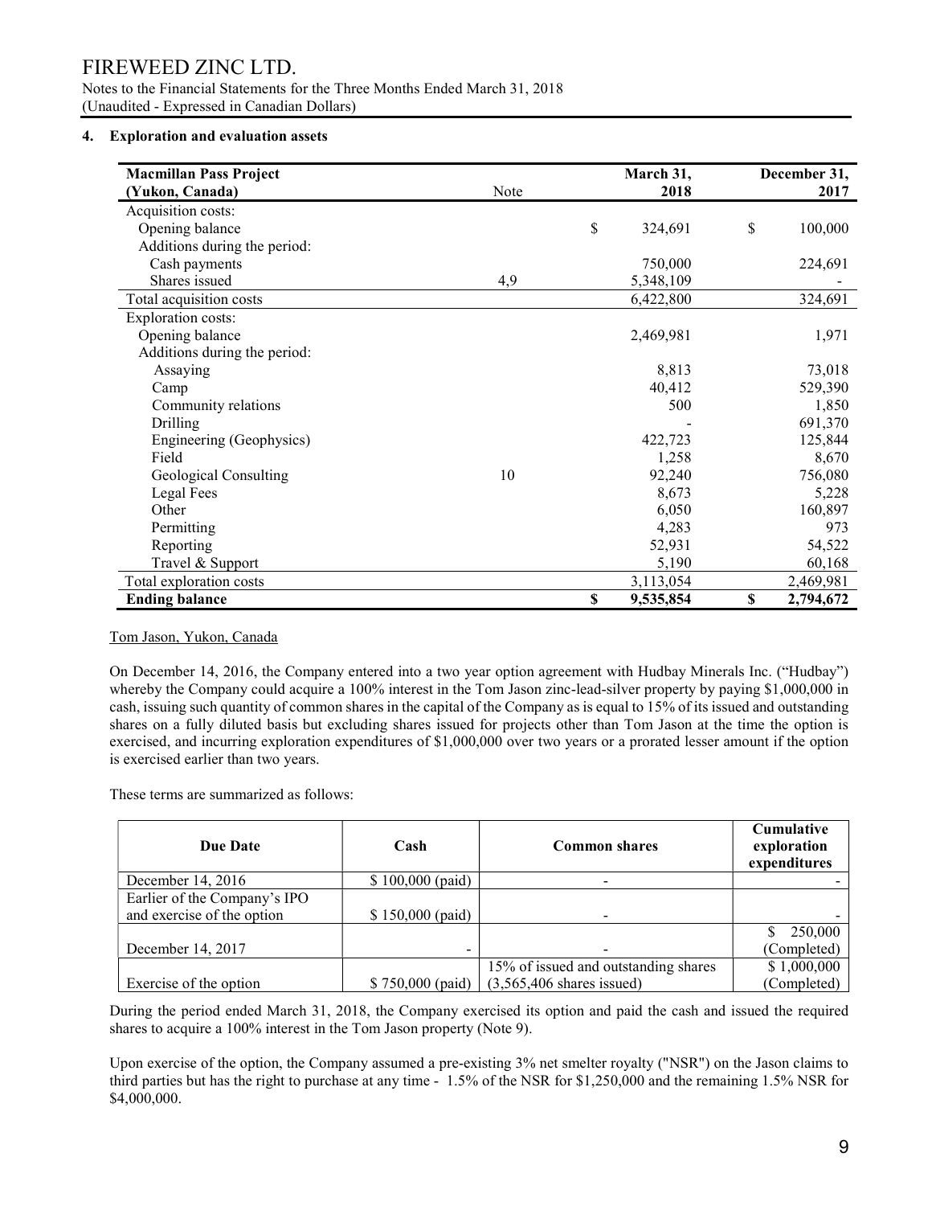FIREWEED ZINC LTD.

Notes to the Financial Statements for the Three Months Ended March 31, 2018
(Unaudited - Expressed in Canadian Dollars)

## 4. Exploration and evaluation assets

| Macmillan Pass Project (Yukon, Canada) | Note | March 31, 2018 | December 31, 2017 |
|---|---|---|---|
| Acquisition costs: | | | |
| Opening balance | | $ 324,691 | $ 100,000 |
| Additions during the period: | | | |
| Cash payments | | 750,000 | 224,691 |
| Shares issued | 4,9 | 5,348,109 | - |
| Total acquisition costs | | 6,422,800 | 324,691 |
| Exploration costs: | | | |
| Opening balance | | 2,469,981 | 1,971 |
| Additions during the period: | | | |
| Assaying | | 8,813 | 73,018 |
| Camp | | 40,412 | 529,390 |
| Community relations | | 500 | 1,850 |
| Drilling | | - | 691,370 |
| Engineering (Geophysics) | | 422,723 | 125,844 |
| Field | | 1,258 | 8,670 |
| Geological Consulting | 10 | 92,240 | 756,080 |
| Legal Fees | | 8,673 | 5,228 |
| Other | | 6,050 | 160,897 |
| Permitting | | 4,283 | 973 |
| Reporting | | 52,931 | 54,522 |
| Travel & Support | | 5,190 | 60,168 |
| Total exploration costs | | 3,113,054 | 2,469,981 |
| **Ending balance** | | **$ 9,535,854** | **$ 2,794,672** |

Tom Jason, Yukon, Canada

On December 14, 2016, the Company entered into a two year option agreement with Hudbay Minerals Inc. ("Hudbay") whereby the Company could acquire a 100% interest in the Tom Jason zinc-lead-silver property by paying $1,000,000 in cash, issuing such quantity of common shares in the capital of the Company as is equal to 15% of its issued and outstanding shares on a fully diluted basis but excluding shares issued for projects other than Tom Jason at the time the option is exercised, and incurring exploration expenditures of $1,000,000 over two years or a prorated lesser amount if the option is exercised earlier than two years.

These terms are summarized as follows:

| Due Date | Cash | Common shares | Cumulative exploration expenditures |
|---|---|---|---|
| December 14, 2016 | $ 100,000 (paid) | - | - |
| Earlier of the Company's IPO and exercise of the option | $ 150,000 (paid) | - | - |
| December 14, 2017 | - | - | $ 250,000 (Completed) |
| Exercise of the option | $ 750,000 (paid) | 15% of issued and outstanding shares (3,565,406 shares issued) | $ 1,000,000 (Completed) |

During the period ended March 31, 2018, the Company exercised its option and paid the cash and issued the required shares to acquire a 100% interest in the Tom Jason property (Note 9).

Upon exercise of the option, the Company assumed a pre-existing 3% net smelter royalty ("NSR") on the Jason claims to third parties but has the right to purchase at any time - 1.5% of the NSR for $1,250,000 and the remaining 1.5% NSR for $4,000,000.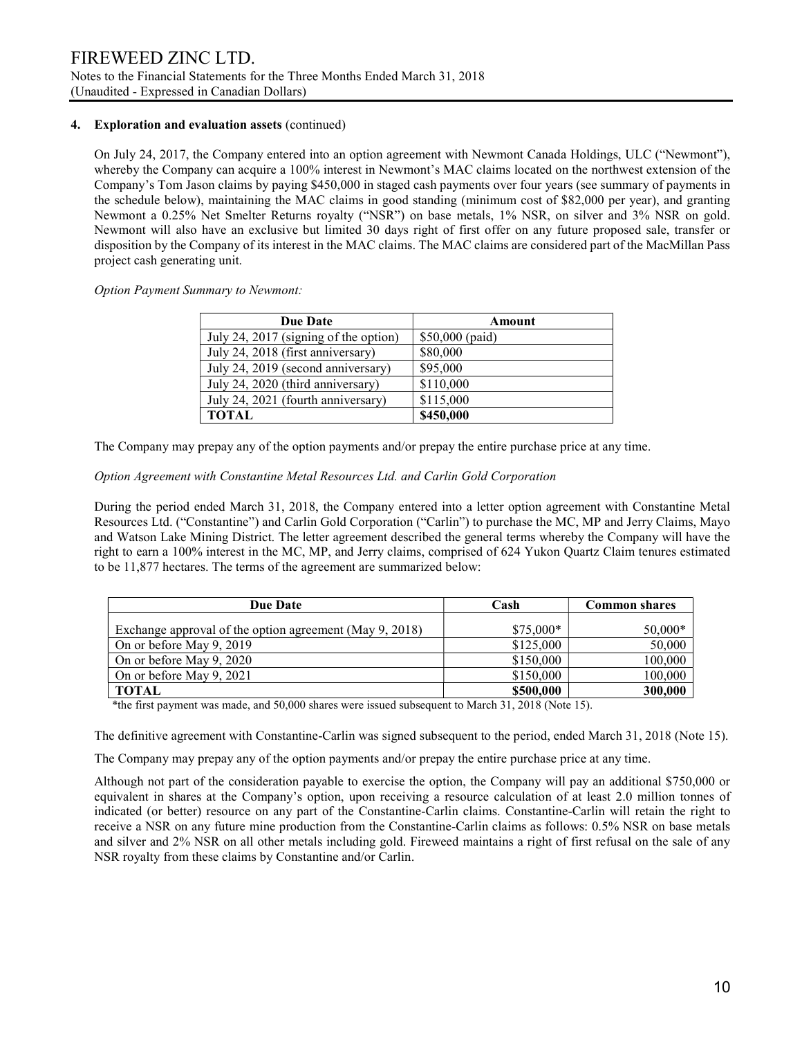**4. Exploration and evaluation assets** (continued)

On July 24, 2017, the Company entered into an option agreement with Newmont Canada Holdings, ULC ("Newmont"), whereby the Company can acquire a 100% interest in Newmont's MAC claims located on the northwest extension of the Company's Tom Jason claims by paying $450,000 in staged cash payments over four years (see summary of payments in the schedule below), maintaining the MAC claims in good standing (minimum cost of $82,000 per year), and granting Newmont a 0.25% Net Smelter Returns royalty ("NSR") on base metals, 1% NSR, on silver and 3% NSR on gold. Newmont will also have an exclusive but limited 30 days right of first offer on any future proposed sale, transfer or disposition by the Company of its interest in the MAC claims. The MAC claims are considered part of the MacMillan Pass project cash generating unit.

*Option Payment Summary to Newmont:*

| Due Date | Amount |
|---|---|
| July 24, 2017 (signing of the option) | $50,000 (paid) |
| July 24, 2018 (first anniversary) | $80,000 |
| July 24, 2019 (second anniversary) | $95,000 |
| July 24, 2020 (third anniversary) | $110,000 |
| July 24, 2021 (fourth anniversary) | $115,000 |
| **TOTAL** | **$450,000** |

The Company may prepay any of the option payments and/or prepay the entire purchase price at any time.

*Option Agreement with Constantine Metal Resources Ltd. and Carlin Gold Corporation*

During the period ended March 31, 2018, the Company entered into a letter option agreement with Constantine Metal Resources Ltd. ("Constantine") and Carlin Gold Corporation ("Carlin") to purchase the MC, MP and Jerry Claims, Mayo and Watson Lake Mining District. The letter agreement described the general terms whereby the Company will have the right to earn a 100% interest in the MC, MP, and Jerry claims, comprised of 624 Yukon Quartz Claim tenures estimated to be 11,877 hectares. The terms of the agreement are summarized below:

| Due Date | Cash | Common shares |
|---|---|---|
| Exchange approval of the option agreement (May 9, 2018) | $75,000* | 50,000* |
| On or before May 9, 2019 | $125,000 | 50,000 |
| On or before May 9, 2020 | $150,000 | 100,000 |
| On or before May 9, 2021 | $150,000 | 100,000 |
| **TOTAL** | **$500,000** | **300,000** |

*the first payment was made, and 50,000 shares were issued subsequent to March 31, 2018 (Note 15).

The definitive agreement with Constantine-Carlin was signed subsequent to the period, ended March 31, 2018 (Note 15).

The Company may prepay any of the option payments and/or prepay the entire purchase price at any time.

Although not part of the consideration payable to exercise the option, the Company will pay an additional $750,000 or equivalent in shares at the Company's option, upon receiving a resource calculation of at least 2.0 million tonnes of indicated (or better) resource on any part of the Constantine-Carlin claims. Constantine-Carlin will retain the right to receive a NSR on any future mine production from the Constantine-Carlin claims as follows: 0.5% NSR on base metals and silver and 2% NSR on all other metals including gold. Fireweed maintains a right of first refusal on the sale of any NSR royalty from these claims by Constantine and/or Carlin.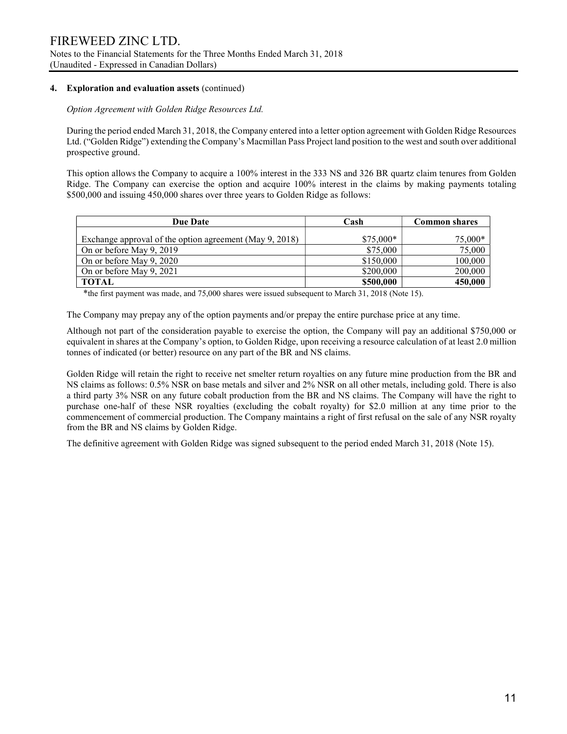## 4. Exploration and evaluation assets (continued)

*Option Agreement with Golden Ridge Resources Ltd.*

During the period ended March 31, 2018, the Company entered into a letter option agreement with Golden Ridge Resources Ltd. ("Golden Ridge") extending the Company's Macmillan Pass Project land position to the west and south over additional prospective ground.

This option allows the Company to acquire a 100% interest in the 333 NS and 326 BR quartz claim tenures from Golden Ridge. The Company can exercise the option and acquire 100% interest in the claims by making payments totaling $500,000 and issuing 450,000 shares over three years to Golden Ridge as follows:

| Due Date | Cash | Common shares |
|---|---|---|
| Exchange approval of the option agreement (May 9, 2018) | $75,000* | 75,000* |
| On or before May 9, 2019 | $75,000 | 75,000 |
| On or before May 9, 2020 | $150,000 | 100,000 |
| On or before May 9, 2021 | $200,000 | 200,000 |
| **TOTAL** | **$500,000** | **450,000** |

*the first payment was made, and 75,000 shares were issued subsequent to March 31, 2018 (Note 15).

The Company may prepay any of the option payments and/or prepay the entire purchase price at any time.

Although not part of the consideration payable to exercise the option, the Company will pay an additional $750,000 or equivalent in shares at the Company's option, to Golden Ridge, upon receiving a resource calculation of at least 2.0 million tonnes of indicated (or better) resource on any part of the BR and NS claims.

Golden Ridge will retain the right to receive net smelter return royalties on any future mine production from the BR and NS claims as follows: 0.5% NSR on base metals and silver and 2% NSR on all other metals, including gold. There is also a third party 3% NSR on any future cobalt production from the BR and NS claims. The Company will have the right to purchase one-half of these NSR royalties (excluding the cobalt royalty) for $2.0 million at any time prior to the commencement of commercial production. The Company maintains a right of first refusal on the sale of any NSR royalty from the BR and NS claims by Golden Ridge.

The definitive agreement with Golden Ridge was signed subsequent to the period ended March 31, 2018 (Note 15).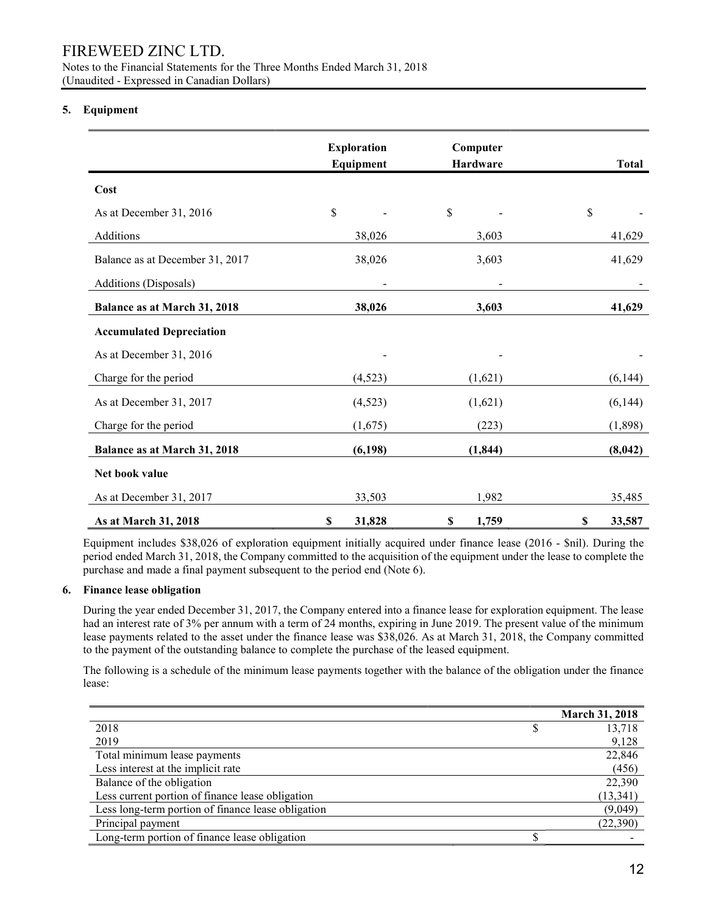## 5. Equipment

| | Exploration Equipment | Computer Hardware | Total |
|---|---|---|---|
| **Cost** | | | |
| As at December 31, 2016 | $ - | $ - | $ - |
| Additions | 38,026 | 3,603 | 41,629 |
| Balance as at December 31, 2017 | 38,026 | 3,603 | 41,629 |
| Additions (Disposals) | - | - | - |
| **Balance as at March 31, 2018** | **38,026** | **3,603** | **41,629** |
| **Accumulated Depreciation** | | | |
| As at December 31, 2016 | - | - | - |
| Charge for the period | (4,523) | (1,621) | (6,144) |
| As at December 31, 2017 | (4,523) | (1,621) | (6,144) |
| Charge for the period | (1,675) | (223) | (1,898) |
| **Balance as at March 31, 2018** | **(6,198)** | **(1,844)** | **(8,042)** |
| **Net book value** | | | |
| As at December 31, 2017 | 33,503 | 1,982 | 35,485 |
| **As at March 31, 2018** | **$ 31,828** | **$ 1,759** | **$ 33,587** |

Equipment includes $38,026 of exploration equipment initially acquired under finance lease (2016 - $nil). During the period ended March 31, 2018, the Company committed to the acquisition of the equipment under the lease to complete the purchase and made a final payment subsequent to the period end (Note 6).

## 6. Finance lease obligation

During the year ended December 31, 2017, the Company entered into a finance lease for exploration equipment. The lease had an interest rate of 3% per annum with a term of 24 months, expiring in June 2019. The present value of the minimum lease payments related to the asset under the finance lease was $38,026. As at March 31, 2018, the Company committed to the payment of the outstanding balance to complete the purchase of the leased equipment.

The following is a schedule of the minimum lease payments together with the balance of the obligation under the finance lease:

| | March 31, 2018 |
|---|---|
| 2018 | $ 13,718 |
| 2019 | 9,128 |
| Total minimum lease payments | 22,846 |
| Less interest at the implicit rate | (456) |
| Balance of the obligation | 22,390 |
| Less current portion of finance lease obligation | (13,341) |
| Less long-term portion of finance lease obligation | (9,049) |
| Principal payment | (22,390) |
| Long-term portion of finance lease obligation | $ - |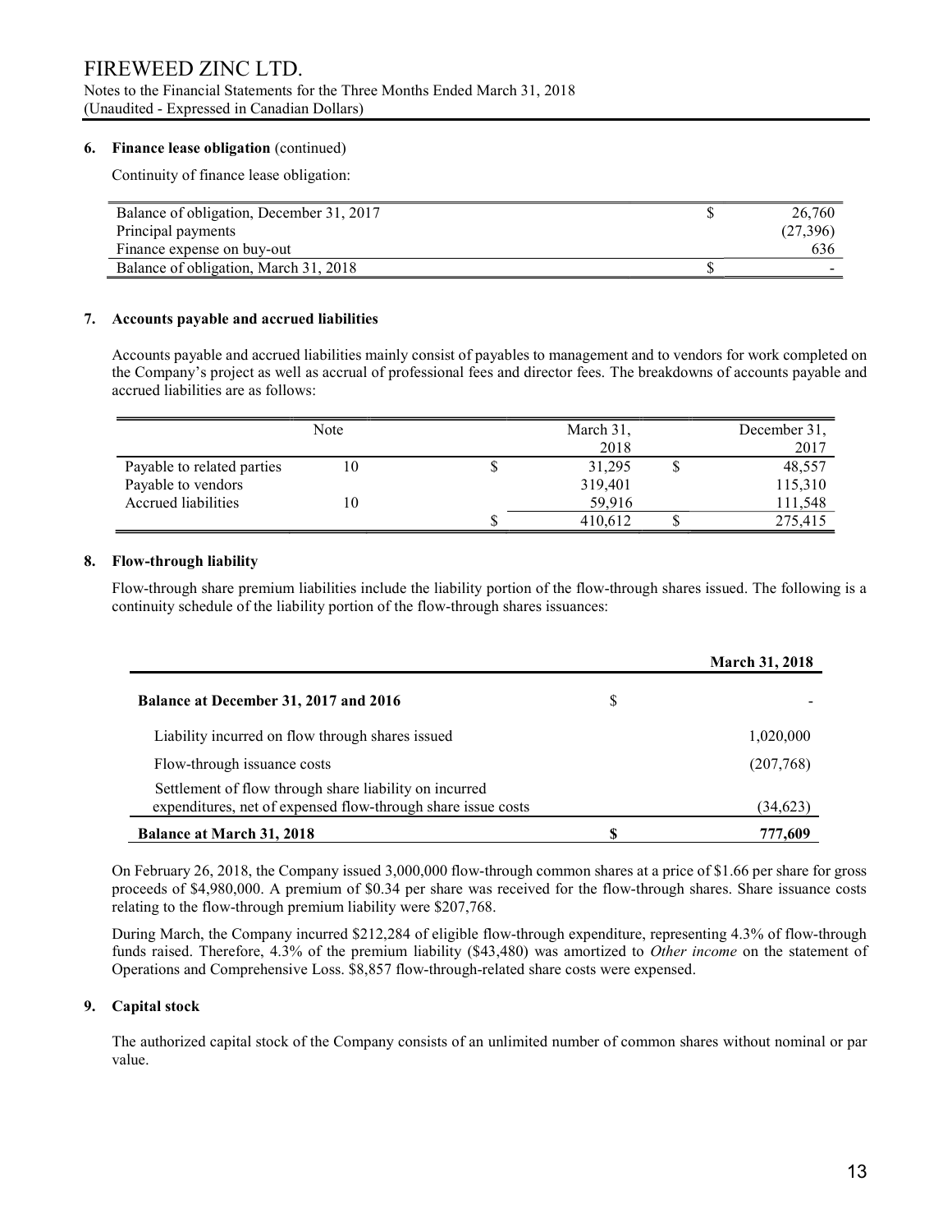### 6. Finance lease obligation (continued)

Continuity of finance lease obligation:

| | | |
|---|---|---|
| Balance of obligation, December 31, 2017 | $ | 26,760 |
| Principal payments | | (27,396) |
| Finance expense on buy-out | | 636 |
| Balance of obligation, March 31, 2018 | $ | - |

### 7. Accounts payable and accrued liabilities

Accounts payable and accrued liabilities mainly consist of payables to management and to vendors for work completed on the Company's project as well as accrual of professional fees and director fees. The breakdowns of accounts payable and accrued liabilities are as follows:

| | Note | | March 31, 2018 | | December 31, 2017 |
|---|---|---|---|---|---|
| Payable to related parties | 10 | $ | 31,295 | $ | 48,557 |
| Payable to vendors | | | 319,401 | | 115,310 |
| Accrued liabilities | 10 | | 59,916 | | 111,548 |
| | | $ | 410,612 | $ | 275,415 |

### 8. Flow-through liability

Flow-through share premium liabilities include the liability portion of the flow-through shares issued. The following is a continuity schedule of the liability portion of the flow-through shares issuances:

| | | **March 31, 2018** |
|---|---|---|
| **Balance at December 31, 2017 and 2016** | $ | - |
| Liability incurred on flow through shares issued | | 1,020,000 |
| Flow-through issuance costs | | (207,768) |
| Settlement of flow through share liability on incurred expenditures, net of expensed flow-through share issue costs | | (34,623) |
| **Balance at March 31, 2018** | **$** | **777,609** |

On February 26, 2018, the Company issued 3,000,000 flow-through common shares at a price of $1.66 per share for gross proceeds of $4,980,000. A premium of $0.34 per share was received for the flow-through shares. Share issuance costs relating to the flow-through premium liability were $207,768.

During March, the Company incurred $212,284 of eligible flow-through expenditure, representing 4.3% of flow-through funds raised. Therefore, 4.3% of the premium liability ($43,480) was amortized to *Other income* on the statement of Operations and Comprehensive Loss. $8,857 flow-through-related share costs were expensed.

### 9. Capital stock

The authorized capital stock of the Company consists of an unlimited number of common shares without nominal or par value.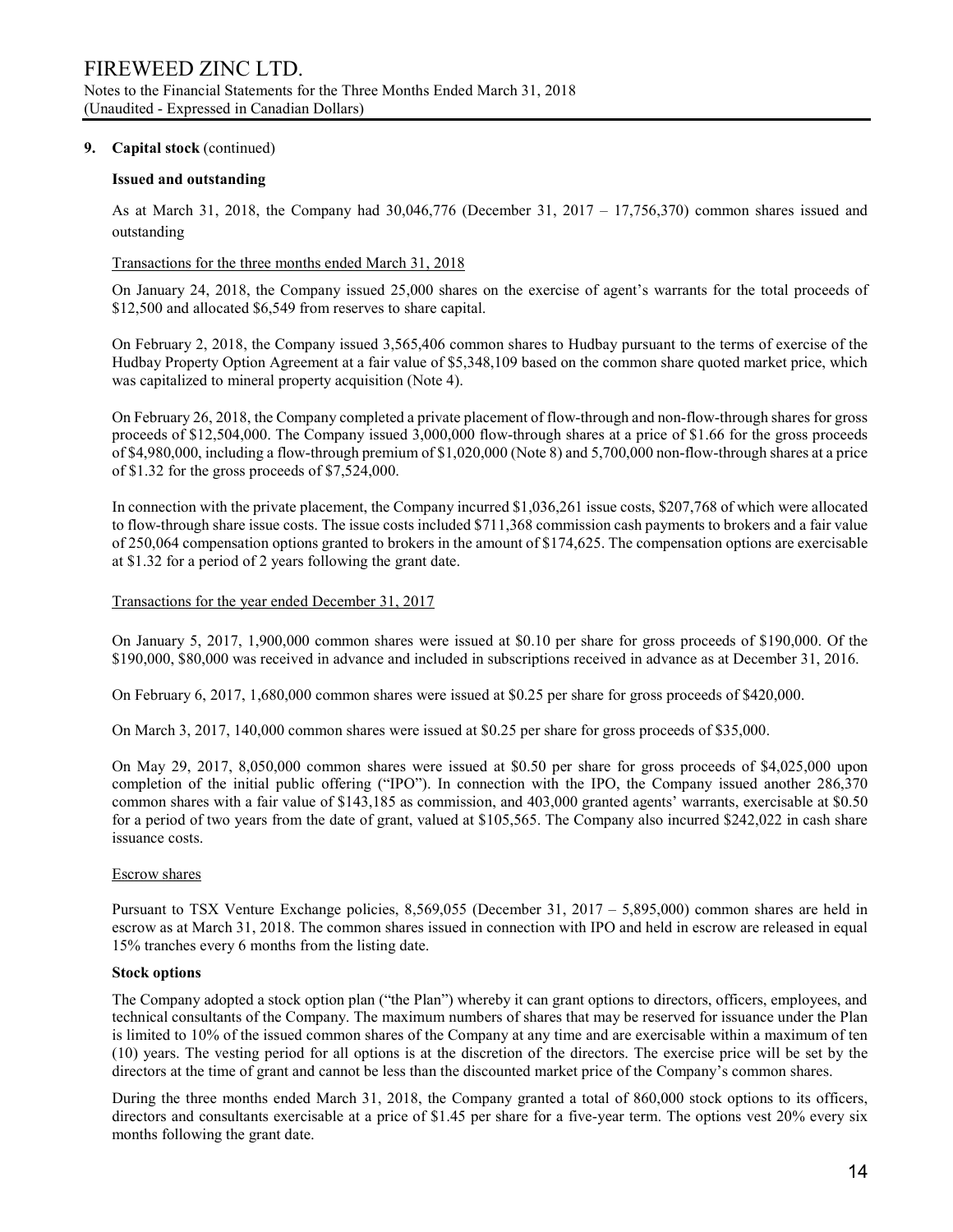**9. Capital stock** (continued)

**Issued and outstanding**

As at March 31, 2018, the Company had 30,046,776 (December 31, 2017 – 17,756,370) common shares issued and outstanding

Transactions for the three months ended March 31, 2018

On January 24, 2018, the Company issued 25,000 shares on the exercise of agent's warrants for the total proceeds of $12,500 and allocated $6,549 from reserves to share capital.

On February 2, 2018, the Company issued 3,565,406 common shares to Hudbay pursuant to the terms of exercise of the Hudbay Property Option Agreement at a fair value of $5,348,109 based on the common share quoted market price, which was capitalized to mineral property acquisition (Note 4).

On February 26, 2018, the Company completed a private placement of flow-through and non-flow-through shares for gross proceeds of $12,504,000. The Company issued 3,000,000 flow-through shares at a price of $1.66 for the gross proceeds of $4,980,000, including a flow-through premium of $1,020,000 (Note 8) and 5,700,000 non-flow-through shares at a price of $1.32 for the gross proceeds of $7,524,000.

In connection with the private placement, the Company incurred $1,036,261 issue costs, $207,768 of which were allocated to flow-through share issue costs. The issue costs included $711,368 commission cash payments to brokers and a fair value of 250,064 compensation options granted to brokers in the amount of $174,625. The compensation options are exercisable at $1.32 for a period of 2 years following the grant date.

Transactions for the year ended December 31, 2017

On January 5, 2017, 1,900,000 common shares were issued at $0.10 per share for gross proceeds of $190,000. Of the $190,000, $80,000 was received in advance and included in subscriptions received in advance as at December 31, 2016.

On February 6, 2017, 1,680,000 common shares were issued at $0.25 per share for gross proceeds of $420,000.

On March 3, 2017, 140,000 common shares were issued at $0.25 per share for gross proceeds of $35,000.

On May 29, 2017, 8,050,000 common shares were issued at $0.50 per share for gross proceeds of $4,025,000 upon completion of the initial public offering ("IPO"). In connection with the IPO, the Company issued another 286,370 common shares with a fair value of $143,185 as commission, and 403,000 granted agents' warrants, exercisable at $0.50 for a period of two years from the date of grant, valued at $105,565. The Company also incurred $242,022 in cash share issuance costs.

Escrow shares

Pursuant to TSX Venture Exchange policies, 8,569,055 (December 31, 2017 – 5,895,000) common shares are held in escrow as at March 31, 2018. The common shares issued in connection with IPO and held in escrow are released in equal 15% tranches every 6 months from the listing date.

**Stock options**

The Company adopted a stock option plan ("the Plan") whereby it can grant options to directors, officers, employees, and technical consultants of the Company. The maximum numbers of shares that may be reserved for issuance under the Plan is limited to 10% of the issued common shares of the Company at any time and are exercisable within a maximum of ten (10) years. The vesting period for all options is at the discretion of the directors. The exercise price will be set by the directors at the time of grant and cannot be less than the discounted market price of the Company's common shares.

During the three months ended March 31, 2018, the Company granted a total of 860,000 stock options to its officers, directors and consultants exercisable at a price of $1.45 per share for a five-year term. The options vest 20% every six months following the grant date.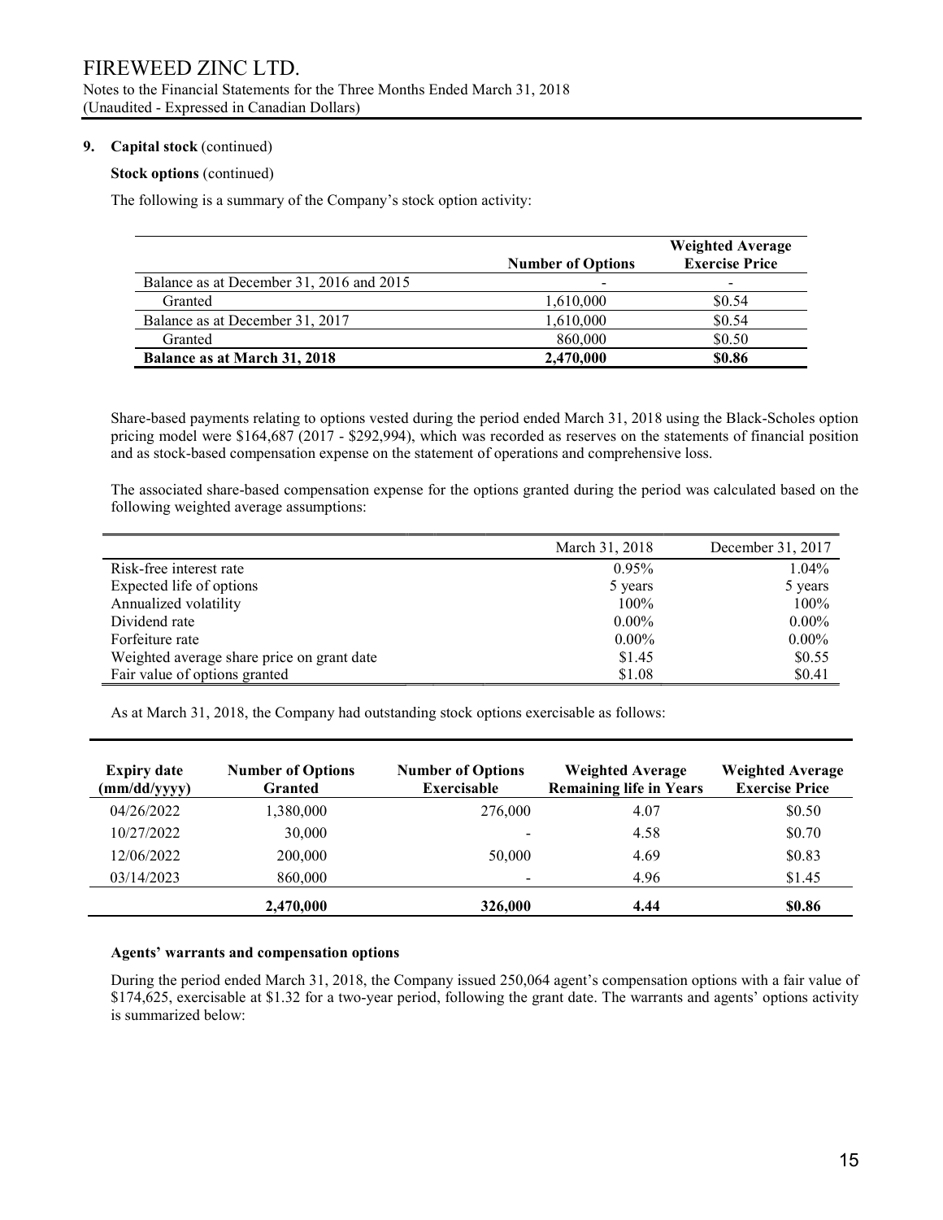# FIREWEED ZINC LTD.

Notes to the Financial Statements for the Three Months Ended March 31, 2018
(Unaudited - Expressed in Canadian Dollars)

**9. Capital stock** (continued)

**Stock options** (continued)

The following is a summary of the Company's stock option activity:

| | Number of Options | Weighted Average Exercise Price |
|---|---|---|
| Balance as at December 31, 2016 and 2015 | - | - |
| Granted | 1,610,000 | \$0.54 |
| Balance as at December 31, 2017 | 1,610,000 | \$0.54 |
| Granted | 860,000 | \$0.50 |
| **Balance as at March 31, 2018** | **2,470,000** | **\$0.86** |

Share-based payments relating to options vested during the period ended March 31, 2018 using the Black-Scholes option pricing model were \$164,687 (2017 - \$292,994), which was recorded as reserves on the statements of financial position and as stock-based compensation expense on the statement of operations and comprehensive loss.

The associated share-based compensation expense for the options granted during the period was calculated based on the following weighted average assumptions:

| | March 31, 2018 | December 31, 2017 |
|---|---|---|
| Risk-free interest rate | 0.95% | 1.04% |
| Expected life of options | 5 years | 5 years |
| Annualized volatility | 100% | 100% |
| Dividend rate | 0.00% | 0.00% |
| Forfeiture rate | 0.00% | 0.00% |
| Weighted average share price on grant date | \$1.45 | \$0.55 |
| Fair value of options granted | \$1.08 | \$0.41 |

As at March 31, 2018, the Company had outstanding stock options exercisable as follows:

| Expiry date (mm/dd/yyyy) | Number of Options Granted | Number of Options Exercisable | Weighted Average Remaining life in Years | Weighted Average Exercise Price |
|---|---|---|---|---|
| 04/26/2022 | 1,380,000 | 276,000 | 4.07 | \$0.50 |
| 10/27/2022 | 30,000 | - | 4.58 | \$0.70 |
| 12/06/2022 | 200,000 | 50,000 | 4.69 | \$0.83 |
| 03/14/2023 | 860,000 | - | 4.96 | \$1.45 |
| | **2,470,000** | **326,000** | **4.44** | **\$0.86** |

**Agents' warrants and compensation options**

During the period ended March 31, 2018, the Company issued 250,064 agent's compensation options with a fair value of \$174,625, exercisable at \$1.32 for a two-year period, following the grant date. The warrants and agents' options activity is summarized below: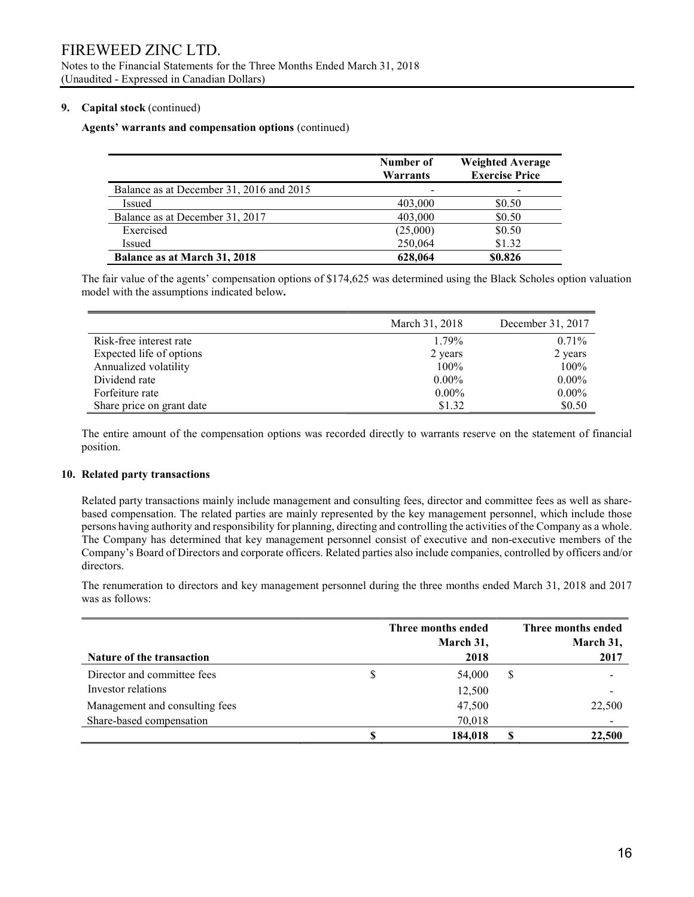## 9. Capital stock (continued)

**Agents' warrants and compensation options** (continued)

| | Number of Warrants | Weighted Average Exercise Price |
|---|---|---|
| Balance as at December 31, 2016 and 2015 | - | - |
| Issued | 403,000 | $0.50 |
| Balance as at December 31, 2017 | 403,000 | $0.50 |
| Exercised | (25,000) | $0.50 |
| Issued | 250,064 | $1.32 |
| **Balance as at March 31, 2018** | **628,064** | **$0.826** |

The fair value of the agents' compensation options of $174,625 was determined using the Black Scholes option valuation model with the assumptions indicated below**.**

| | March 31, 2018 | December 31, 2017 |
|---|---|---|
| Risk-free interest rate | 1.79% | 0.71% |
| Expected life of options | 2 years | 2 years |
| Annualized volatility | 100% | 100% |
| Dividend rate | 0.00% | 0.00% |
| Forfeiture rate | 0.00% | 0.00% |
| Share price on grant date | $1.32 | $0.50 |

The entire amount of the compensation options was recorded directly to warrants reserve on the statement of financial position.

## 10. Related party transactions

Related party transactions mainly include management and consulting fees, director and committee fees as well as share-based compensation. The related parties are mainly represented by the key management personnel, which include those persons having authority and responsibility for planning, directing and controlling the activities of the Company as a whole. The Company has determined that key management personnel consist of executive and non-executive members of the Company's Board of Directors and corporate officers. Related parties also include companies, controlled by officers and/or directors.

The renumeration to directors and key management personnel during the three months ended March 31, 2018 and 2017 was as follows:

| Nature of the transaction | Three months ended March 31, 2018 | Three months ended March 31, 2017 |
|---|---|---|
| Director and committee fees | $ 54,000 | $ - |
| Investor relations | 12,500 | - |
| Management and consulting fees | 47,500 | 22,500 |
| Share-based compensation | 70,018 | - |
| | **$ 184,018** | **$ 22,500** |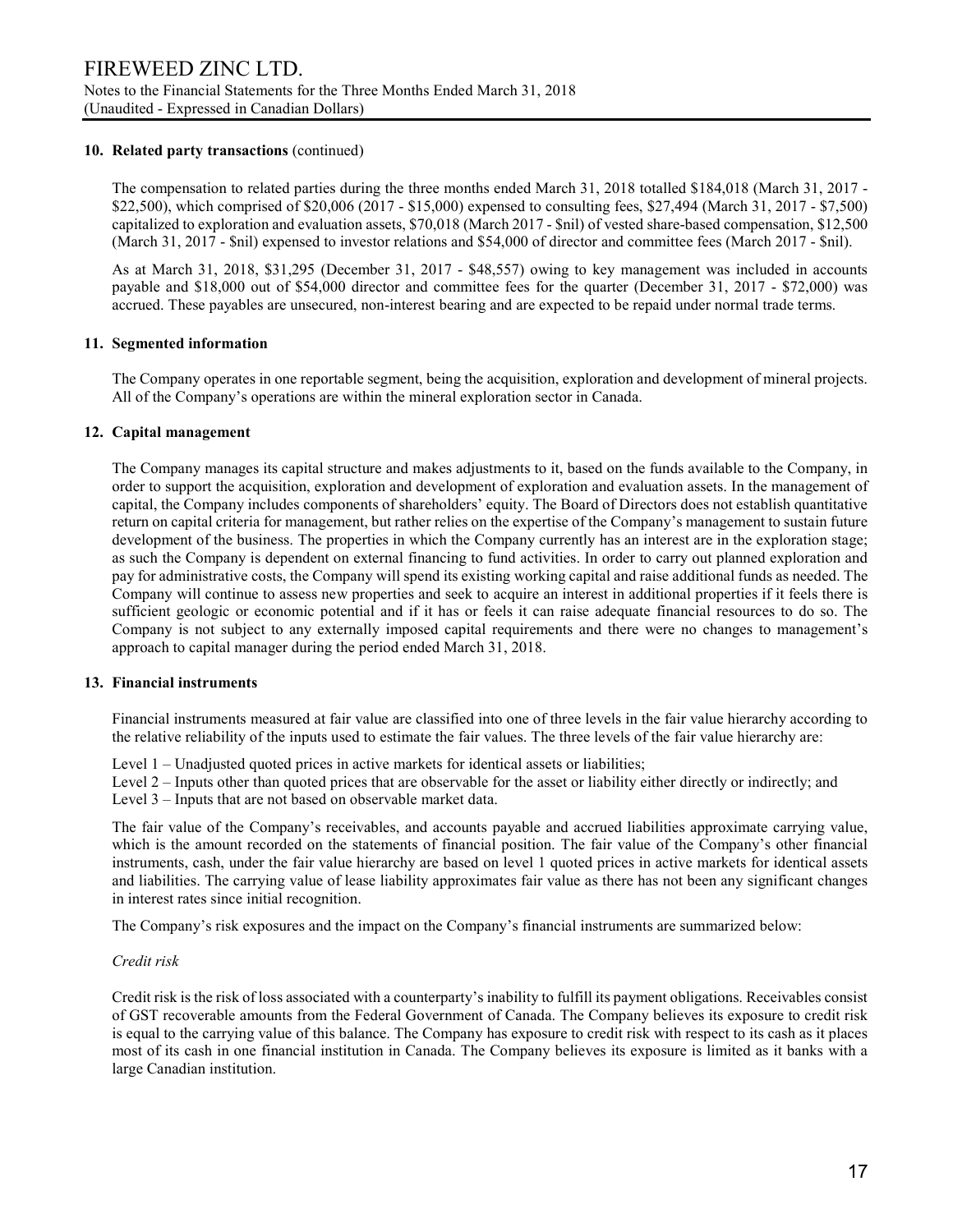**10. Related party transactions** (continued)

The compensation to related parties during the three months ended March 31, 2018 totalled $184,018 (March 31, 2017 - $22,500), which comprised of $20,006 (2017 - $15,000) expensed to consulting fees, $27,494 (March 31, 2017 - $7,500) capitalized to exploration and evaluation assets, $70,018 (March 2017 - $nil) of vested share-based compensation, $12,500 (March 31, 2017 - $nil) expensed to investor relations and $54,000 of director and committee fees (March 2017 - $nil).

As at March 31, 2018, $31,295 (December 31, 2017 - $48,557) owing to key management was included in accounts payable and $18,000 out of $54,000 director and committee fees for the quarter (December 31, 2017 - $72,000) was accrued. These payables are unsecured, non-interest bearing and are expected to be repaid under normal trade terms.

**11. Segmented information**

The Company operates in one reportable segment, being the acquisition, exploration and development of mineral projects. All of the Company's operations are within the mineral exploration sector in Canada.

**12. Capital management**

The Company manages its capital structure and makes adjustments to it, based on the funds available to the Company, in order to support the acquisition, exploration and development of exploration and evaluation assets. In the management of capital, the Company includes components of shareholders' equity. The Board of Directors does not establish quantitative return on capital criteria for management, but rather relies on the expertise of the Company's management to sustain future development of the business. The properties in which the Company currently has an interest are in the exploration stage; as such the Company is dependent on external financing to fund activities. In order to carry out planned exploration and pay for administrative costs, the Company will spend its existing working capital and raise additional funds as needed. The Company will continue to assess new properties and seek to acquire an interest in additional properties if it feels there is sufficient geologic or economic potential and if it has or feels it can raise adequate financial resources to do so. The Company is not subject to any externally imposed capital requirements and there were no changes to management's approach to capital manager during the period ended March 31, 2018.

**13. Financial instruments**

Financial instruments measured at fair value are classified into one of three levels in the fair value hierarchy according to the relative reliability of the inputs used to estimate the fair values. The three levels of the fair value hierarchy are:

Level 1 – Unadjusted quoted prices in active markets for identical assets or liabilities;
Level 2 – Inputs other than quoted prices that are observable for the asset or liability either directly or indirectly; and
Level 3 – Inputs that are not based on observable market data.

The fair value of the Company's receivables, and accounts payable and accrued liabilities approximate carrying value, which is the amount recorded on the statements of financial position. The fair value of the Company's other financial instruments, cash, under the fair value hierarchy are based on level 1 quoted prices in active markets for identical assets and liabilities. The carrying value of lease liability approximates fair value as there has not been any significant changes in interest rates since initial recognition.

The Company's risk exposures and the impact on the Company's financial instruments are summarized below:

*Credit risk*

Credit risk is the risk of loss associated with a counterparty's inability to fulfill its payment obligations. Receivables consist of GST recoverable amounts from the Federal Government of Canada. The Company believes its exposure to credit risk is equal to the carrying value of this balance. The Company has exposure to credit risk with respect to its cash as it places most of its cash in one financial institution in Canada. The Company believes its exposure is limited as it banks with a large Canadian institution.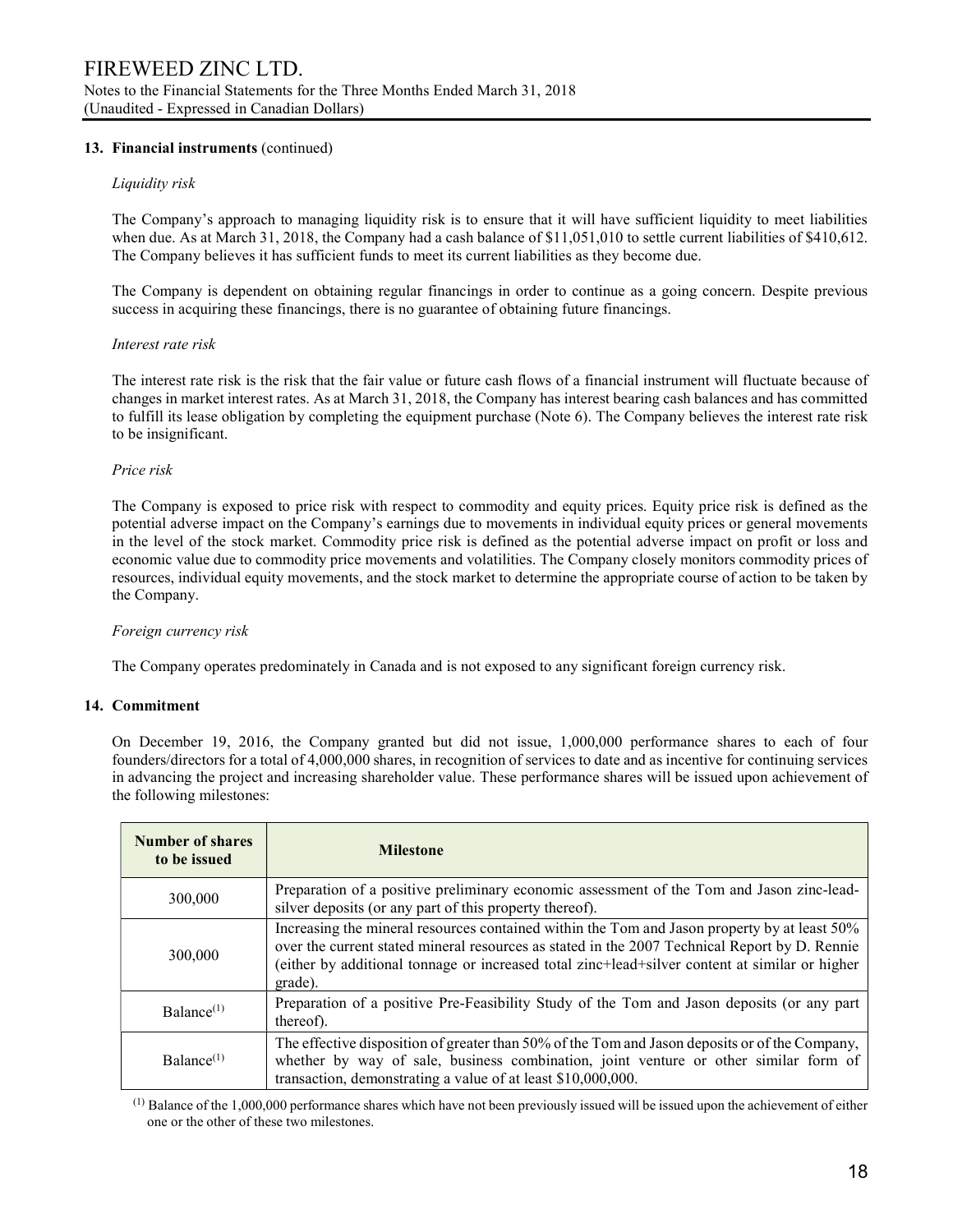## 13. Financial instruments (continued)

*Liquidity risk*

The Company's approach to managing liquidity risk is to ensure that it will have sufficient liquidity to meet liabilities when due. As at March 31, 2018, the Company had a cash balance of $11,051,010 to settle current liabilities of $410,612. The Company believes it has sufficient funds to meet its current liabilities as they become due.

The Company is dependent on obtaining regular financings in order to continue as a going concern. Despite previous success in acquiring these financings, there is no guarantee of obtaining future financings.

*Interest rate risk*

The interest rate risk is the risk that the fair value or future cash flows of a financial instrument will fluctuate because of changes in market interest rates. As at March 31, 2018, the Company has interest bearing cash balances and has committed to fulfill its lease obligation by completing the equipment purchase (Note 6). The Company believes the interest rate risk to be insignificant.

*Price risk*

The Company is exposed to price risk with respect to commodity and equity prices. Equity price risk is defined as the potential adverse impact on the Company's earnings due to movements in individual equity prices or general movements in the level of the stock market. Commodity price risk is defined as the potential adverse impact on profit or loss and economic value due to commodity price movements and volatilities. The Company closely monitors commodity prices of resources, individual equity movements, and the stock market to determine the appropriate course of action to be taken by the Company.

*Foreign currency risk*

The Company operates predominately in Canada and is not exposed to any significant foreign currency risk.

## 14. Commitment

On December 19, 2016, the Company granted but did not issue, 1,000,000 performance shares to each of four founders/directors for a total of 4,000,000 shares, in recognition of services to date and as incentive for continuing services in advancing the project and increasing shareholder value. These performance shares will be issued upon achievement of the following milestones:

| Number of shares to be issued | Milestone |
|---|---|
| 300,000 | Preparation of a positive preliminary economic assessment of the Tom and Jason zinc-lead-silver deposits (or any part of this property thereof). |
| 300,000 | Increasing the mineral resources contained within the Tom and Jason property by at least 50% over the current stated mineral resources as stated in the 2007 Technical Report by D. Rennie (either by additional tonnage or increased total zinc+lead+silver content at similar or higher grade). |
| Balance[(1)] | Preparation of a positive Pre-Feasibility Study of the Tom and Jason deposits (or any part thereof). |
| Balance[(1)] | The effective disposition of greater than 50% of the Tom and Jason deposits or of the Company, whether by way of sale, business combination, joint venture or other similar form of transaction, demonstrating a value of at least $10,000,000. |

[(1)] Balance of the 1,000,000 performance shares which have not been previously issued will be issued upon the achievement of either one or the other of these two milestones.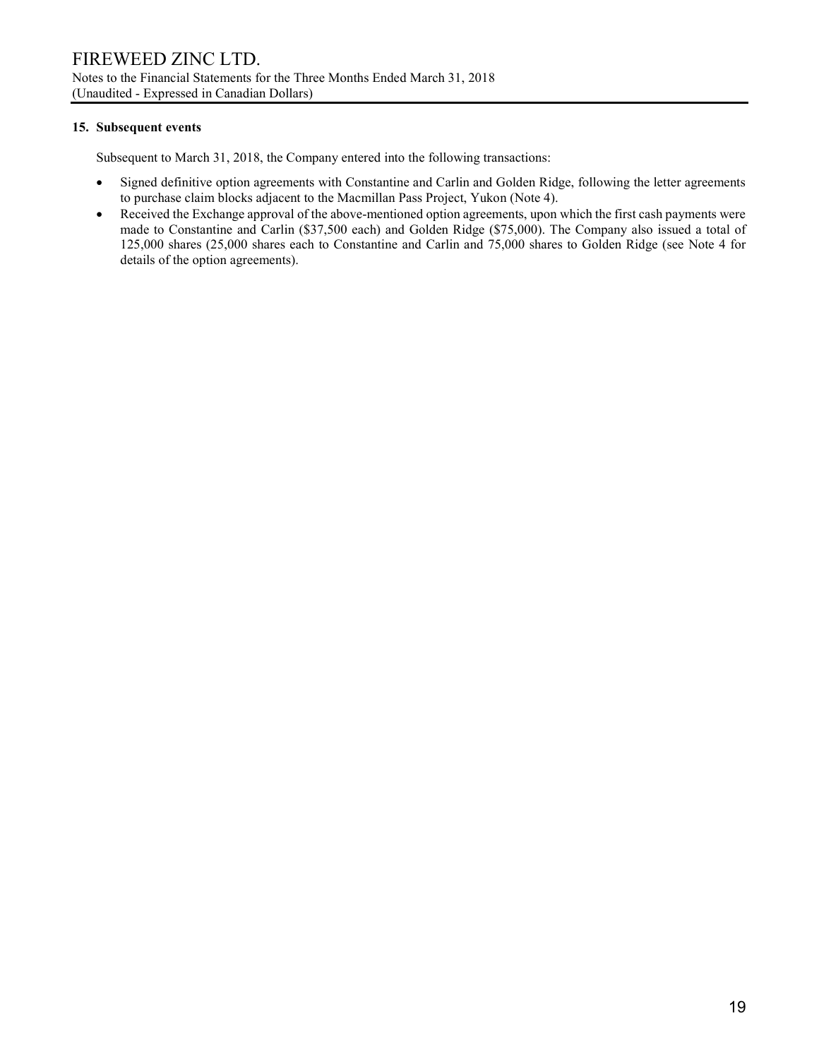## 15. Subsequent events

Subsequent to March 31, 2018, the Company entered into the following transactions:

- Signed definitive option agreements with Constantine and Carlin and Golden Ridge, following the letter agreements to purchase claim blocks adjacent to the Macmillan Pass Project, Yukon (Note 4).
- Received the Exchange approval of the above-mentioned option agreements, upon which the first cash payments were made to Constantine and Carlin ($37,500 each) and Golden Ridge ($75,000). The Company also issued a total of 125,000 shares (25,000 shares each to Constantine and Carlin and 75,000 shares to Golden Ridge (see Note 4 for details of the option agreements).